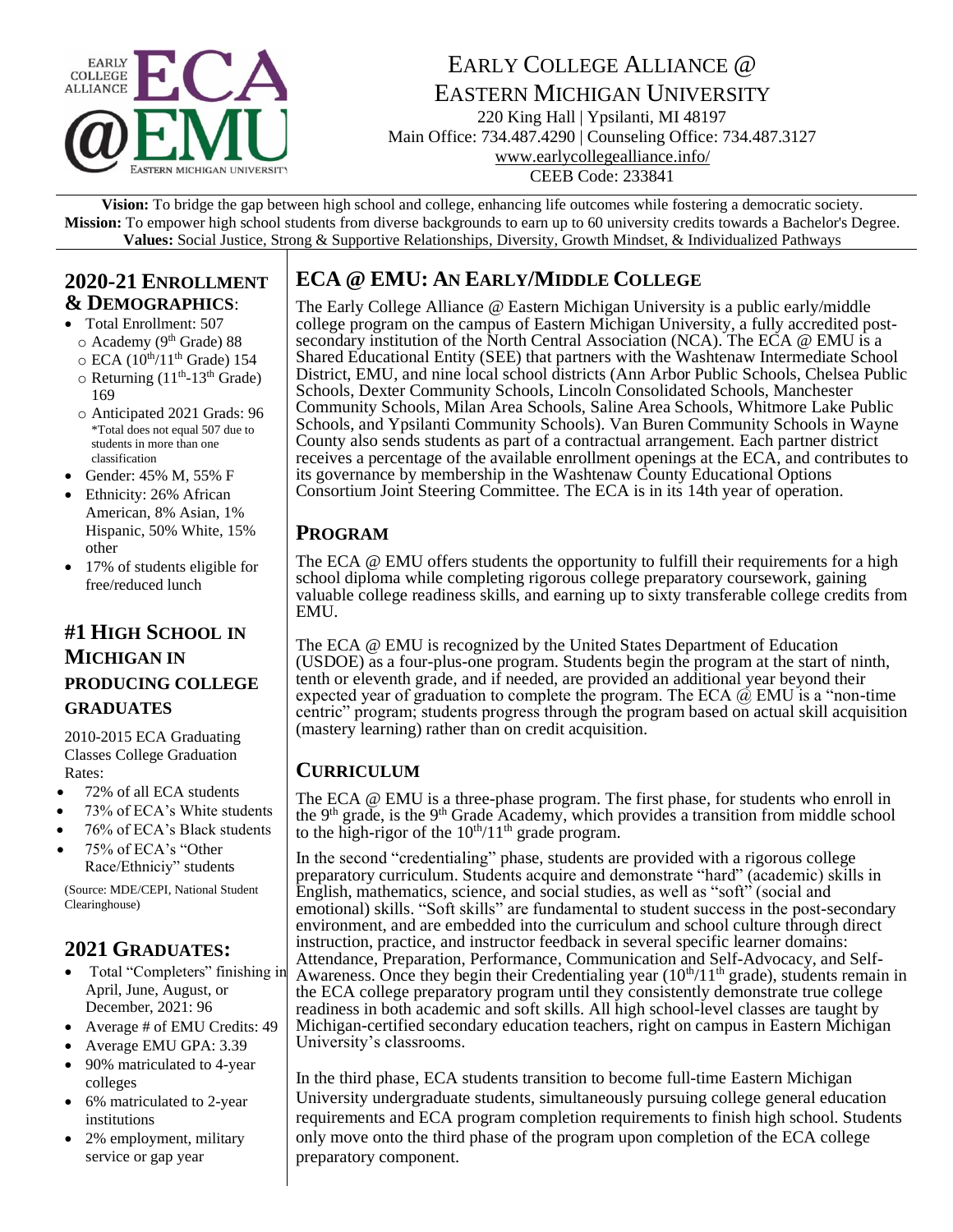# Early College Alliance @ Eastern Michigan University

220 King Hall | Ypsilanti, MI 48197
Main Office: 734.487.4290 | Counseling Office: 734.487.3127
www.earlycollegealliance.info/
CEEB Code: 233841

**Vision:** To bridge the gap between high school and college, enhancing life outcomes while fostering a democratic society.
**Mission:** To empower high school students from diverse backgrounds to earn up to 60 university credits towards a Bachelor's Degree.
**Values:** Social Justice, Strong & Supportive Relationships, Diversity, Growth Mindset, & Individualized Pathways

## 2020-21 Enrollment & Demographics:

- Total Enrollment: 507
  - Academy (9th Grade) 88
  - ECA (10th/11th Grade) 154
  - Returning (11th-13th Grade) 169
  - Anticipated 2021 Grads: 96
    *Total does not equal 507 due to students in more than one classification
- Gender: 45% M, 55% F
- Ethnicity: 26% African American, 8% Asian, 1% Hispanic, 50% White, 15% other
- 17% of students eligible for free/reduced lunch

## #1 High School in Michigan in Producing College Graduates

2010-2015 ECA Graduating Classes College Graduation Rates:

- 72% of all ECA students
- 73% of ECA's White students
- 76% of ECA's Black students
- 75% of ECA's "Other Race/Ethniciy" students

(Source: MDE/CEPI, National Student Clearinghouse)

## 2021 Graduates:

- Total "Completers" finishing in April, June, August, or December, 2021: 96
- Average # of EMU Credits: 49
- Average EMU GPA: 3.39
- 90% matriculated to 4-year colleges
- 6% matriculated to 2-year institutions
- 2% employment, military service or gap year

## ECA @ EMU: An Early/Middle College

The Early College Alliance @ Eastern Michigan University is a public early/middle college program on the campus of Eastern Michigan University, a fully accredited post-secondary institution of the North Central Association (NCA). The ECA @ EMU is a Shared Educational Entity (SEE) that partners with the Washtenaw Intermediate School District, EMU, and nine local school districts (Ann Arbor Public Schools, Chelsea Public Schools, Dexter Community Schools, Lincoln Consolidated Schools, Manchester Community Schools, Milan Area Schools, Saline Area Schools, Whitmore Lake Public Schools, and Ypsilanti Community Schools). Van Buren Community Schools in Wayne County also sends students as part of a contractual arrangement. Each partner district receives a percentage of the available enrollment openings at the ECA, and contributes to its governance by membership in the Washtenaw County Educational Options Consortium Joint Steering Committee. The ECA is in its 14th year of operation.

## Program

The ECA @ EMU offers students the opportunity to fulfill their requirements for a high school diploma while completing rigorous college preparatory coursework, gaining valuable college readiness skills, and earning up to sixty transferable college credits from EMU.

The ECA @ EMU is recognized by the United States Department of Education (USDOE) as a four-plus-one program. Students begin the program at the start of ninth, tenth or eleventh grade, and if needed, are provided an additional year beyond their expected year of graduation to complete the program. The ECA @ EMU is a "non-time centric" program; students progress through the program based on actual skill acquisition (mastery learning) rather than on credit acquisition.

## Curriculum

The ECA @ EMU is a three-phase program. The first phase, for students who enroll in the 9th grade, is the 9th Grade Academy, which provides a transition from middle school to the high-rigor of the 10th/11th grade program.

In the second "credentialing" phase, students are provided with a rigorous college preparatory curriculum. Students acquire and demonstrate "hard" (academic) skills in English, mathematics, science, and social studies, as well as "soft" (social and emotional) skills. "Soft skills" are fundamental to student success in the post-secondary environment, and are embedded into the curriculum and school culture through direct instruction, practice, and instructor feedback in several specific learner domains: Attendance, Preparation, Performance, Communication and Self-Advocacy, and Self-Awareness. Once they begin their Credentialing year (10th/11th grade), students remain in the ECA college preparatory program until they consistently demonstrate true college readiness in both academic and soft skills. All high school-level classes are taught by Michigan-certified secondary education teachers, right on campus in Eastern Michigan University's classrooms.

In the third phase, ECA students transition to become full-time Eastern Michigan University undergraduate students, simultaneously pursuing college general education requirements and ECA program completion requirements to finish high school. Students only move onto the third phase of the program upon completion of the ECA college preparatory component.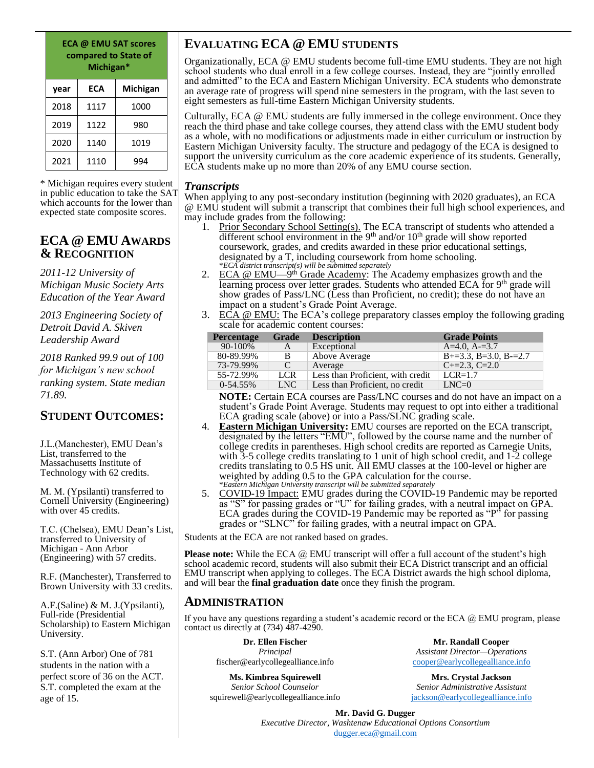| ECA @ EMU SAT scores compared to State of Michigan* | | |
|---|---|---|
| year | ECA | Michigan |
| 2018 | 1117 | 1000 |
| 2019 | 1122 | 980 |
| 2020 | 1140 | 1019 |
| 2021 | 1110 | 994 |

* Michigan requires every student in public education to take the SAT which accounts for the lower than expected state composite scores.

## ECA @ EMU Awards & Recognition

*2011-12 University of Michigan Music Society Arts Education of the Year Award*

*2013 Engineering Society of Detroit David A. Skiven Leadership Award*

*2018 Ranked 99.9 out of 100 for Michigan's new school ranking system. State median 71.89.*

## Student Outcomes:

J.L.(Manchester), EMU Dean's List, transferred to the Massachusetts Institute of Technology with 62 credits.

M. M. (Ypsilanti) transferred to Cornell University (Engineering) with over 45 credits.

T.C. (Chelsea), EMU Dean's List, transferred to University of Michigan - Ann Arbor (Engineering) with 57 credits.

R.F. (Manchester), Transferred to Brown University with 33 credits.

A.F.(Saline) & M. J.(Ypsilanti), Full-ride (Presidential Scholarship) to Eastern Michigan University.

S.T. (Ann Arbor) One of 781 students in the nation with a perfect score of 36 on the ACT. S.T. completed the exam at the age of 15.

# Evaluating ECA @ EMU Students

Organizationally, ECA @ EMU students become full-time EMU students. They are not high school students who dual enroll in a few college courses. Instead, they are "jointly enrolled and admitted" to the ECA and Eastern Michigan University. ECA students who demonstrate an average rate of progress will spend nine semesters in the program, with the last seven to eight semesters as full-time Eastern Michigan University students.

Culturally, ECA @ EMU students are fully immersed in the college environment. Once they reach the third phase and take college courses, they attend class with the EMU student body as a whole, with no modifications or adjustments made in either curriculum or instruction by Eastern Michigan University faculty. The structure and pedagogy of the ECA is designed to support the university curriculum as the core academic experience of its students. Generally, ECA students make up no more than 20% of any EMU course section.

### *Transcripts*

When applying to any post-secondary institution (beginning with 2020 graduates), an ECA @ EMU student will submit a transcript that combines their full high school experiences, and may include grades from the following:

1. Prior Secondary School Setting(s). The ECA transcript of students who attended a different school environment in the 9th and/or 10th grade will show reported coursework, grades, and credits awarded in these prior educational settings, designated by a T, including coursework from home schooling.
   *\*ECA district transcript(s) will be submitted separately*
2. ECA @ EMU—9th Grade Academy: The Academy emphasizes growth and the learning process over letter grades. Students who attended ECA for 9th grade will show grades of Pass/LNC (Less than Proficient, no credit); these do not have an impact on a student's Grade Point Average.
3. ECA @ EMU: The ECA's college preparatory classes employ the following grading scale for academic content courses:

| Percentage | Grade | Description | Grade Points |
|---|---|---|---|
| 90-100% | A | Exceptional | A=4.0, A-=3.7 |
| 80-89.99% | B | Above Average | B+=3.3, B=3.0, B-=2.7 |
| 73-79.99% | C | Average | C+=2.3, C=2.0 |
| 55-72.99% | LCR | Less than Proficient, with credit | LCR=1.7 |
| 0-54.55% | LNC | Less than Proficient, no credit | LNC=0 |

   **NOTE:** Certain ECA courses are Pass/LNC courses and do not have an impact on a student's Grade Point Average. Students may request to opt into either a traditional ECA grading scale (above) or into a Pass/SLNC grading scale.
4. **Eastern Michigan University:** EMU courses are reported on the ECA transcript, designated by the letters "EMU", followed by the course name and the number of college credits in parentheses. High school credits are reported as Carnegie Units, with 3-5 college credits translating to 1 unit of high school credit, and 1-2 college credits translating to 0.5 HS unit. All EMU classes at the 100-level or higher are weighted by adding 0.5 to the GPA calculation for the course.
   *\*Eastern Michigan University transcript will be submitted separately*
5. COVID-19 Impact: EMU grades during the COVID-19 Pandemic may be reported as "S" for passing grades or "U" for failing grades, with a neutral impact on GPA. ECA grades during the COVID-19 Pandemic may be reported as "P" for passing grades or "SLNC" for failing grades, with a neutral impact on GPA.

Students at the ECA are not ranked based on grades.

**Please note:** While the ECA @ EMU transcript will offer a full account of the student's high school academic record, students will also submit their ECA District transcript and an official EMU transcript when applying to colleges. The ECA District awards the high school diploma, and will bear the **final graduation date** once they finish the program.

## Administration

If you have any questions regarding a student's academic record or the ECA @ EMU program, please contact us directly at (734) 487-4290.

**Dr. Ellen Fischer**
*Principal*
fischer@earlycollegealliance.info

**Mr. Randall Cooper**
*Assistant Director—Operations*
cooper@earlycollegealliance.info

**Ms. Kimbrea Squirewell**
*Senior School Counselor*
squirewell@earlycollegealliance.info

**Mrs. Crystal Jackson**
*Senior Administrative Assistant*
jackson@earlycollegealliance.info

**Mr. David G. Dugger**
*Executive Director, Washtenaw Educational Options Consortium*
dugger.eca@gmail.com